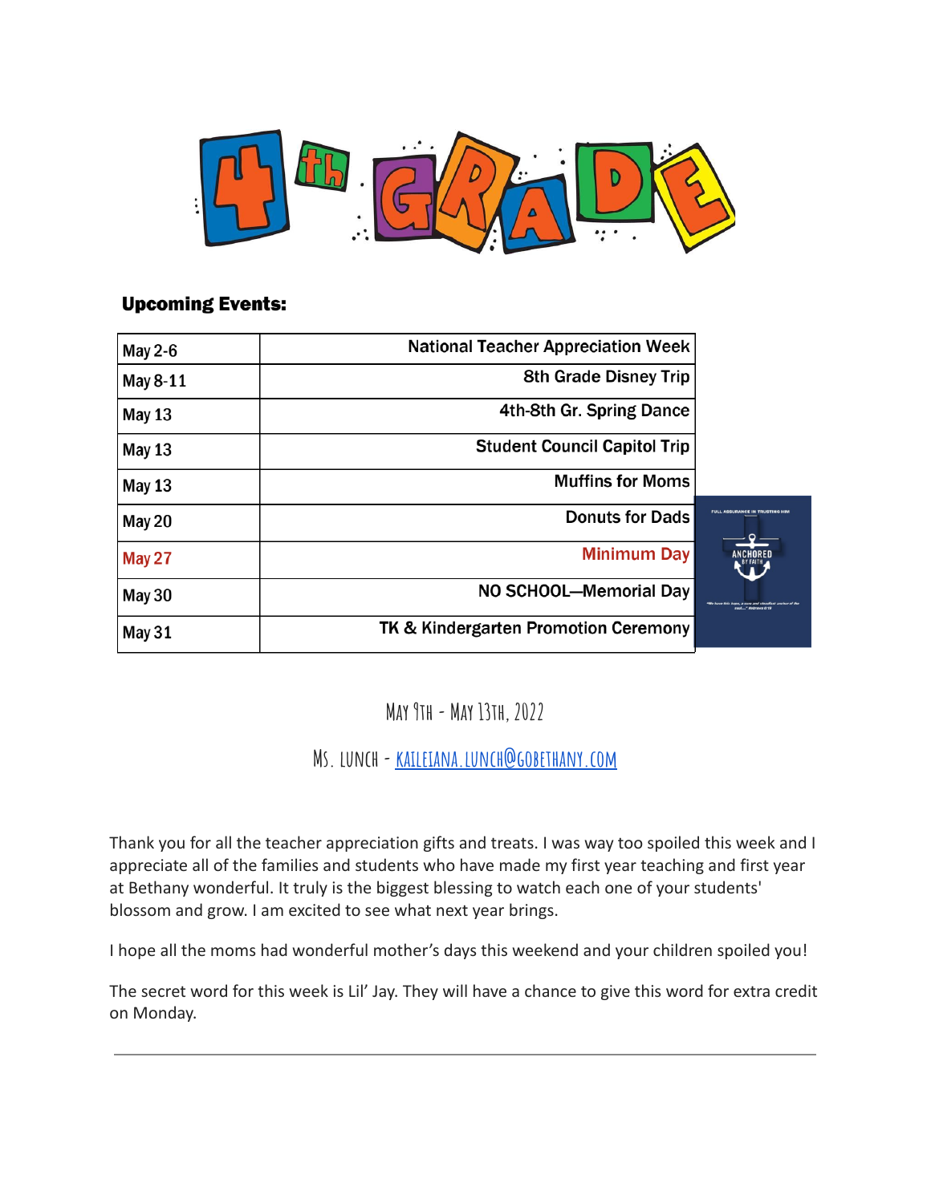# 4th GRADE

## Upcoming Events:

| | |
|---|---|
| May 2-6 | National Teacher Appreciation Week |
| May 8-11 | 8th Grade Disney Trip |
| May 13 | 4th-8th Gr. Spring Dance |
| May 13 | Student Council Capitol Trip |
| May 13 | Muffins for Moms |
| May 20 | Donuts for Dads |
| May 27 | Minimum Day |
| May 30 | NO SCHOOL—Memorial Day |
| May 31 | TK & Kindergarten Promotion Ceremony |

May 9th - May 13th, 2022

Ms. Lunch - kaileiana.lunch@gobethany.com

Thank you for all the teacher appreciation gifts and treats. I was way too spoiled this week and I appreciate all of the families and students who have made my first year teaching and first year at Bethany wonderful. It truly is the biggest blessing to watch each one of your students' blossom and grow. I am excited to see what next year brings.

I hope all the moms had wonderful mother's days this weekend and your children spoiled you!

The secret word for this week is Lil' Jay. They will have a chance to give this word for extra credit on Monday.

---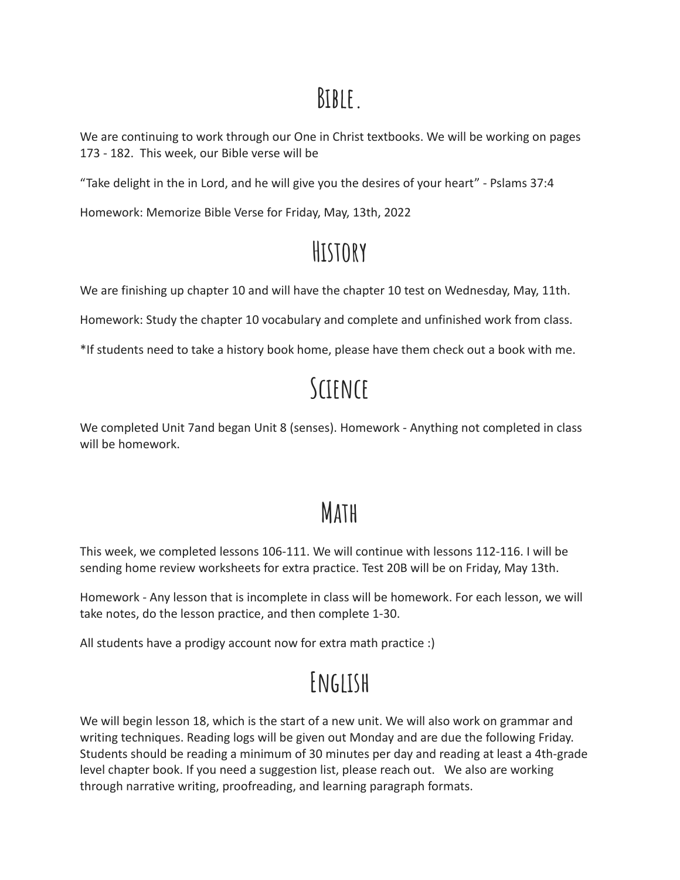# Bible.

We are continuing to work through our One in Christ textbooks. We will be working on pages 173 - 182. This week, our Bible verse will be

"Take delight in the in Lord, and he will give you the desires of your heart" - Pslams 37:4

Homework: Memorize Bible Verse for Friday, May, 13th, 2022

# History

We are finishing up chapter 10 and will have the chapter 10 test on Wednesday, May, 11th.

Homework: Study the chapter 10 vocabulary and complete and unfinished work from class.

*If students need to take a history book home, please have them check out a book with me.

# Science

We completed Unit 7and began Unit 8 (senses). Homework - Anything not completed in class will be homework.

# Math

This week, we completed lessons 106-111. We will continue with lessons 112-116. I will be sending home review worksheets for extra practice. Test 20B will be on Friday, May 13th.

Homework - Any lesson that is incomplete in class will be homework. For each lesson, we will take notes, do the lesson practice, and then complete 1-30.

All students have a prodigy account now for extra math practice :)

# English

We will begin lesson 18, which is the start of a new unit. We will also work on grammar and writing techniques. Reading logs will be given out Monday and are due the following Friday. Students should be reading a minimum of 30 minutes per day and reading at least a 4th-grade level chapter book. If you need a suggestion list, please reach out. We also are working through narrative writing, proofreading, and learning paragraph formats.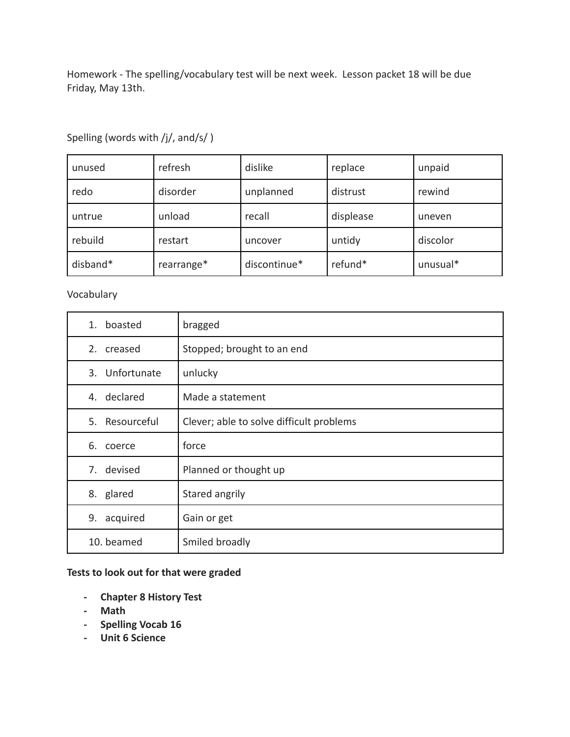Homework - The spelling/vocabulary test will be next week.  Lesson packet 18 will be due Friday, May 13th.

Spelling (words with /j/, and/s/ )

| unused | refresh | dislike | replace | unpaid |
|---|---|---|---|---|
| redo | disorder | unplanned | distrust | rewind |
| untrue | unload | recall | displease | uneven |
| rebuild | restart | uncover | untidy | discolor |
| disband* | rearrange* | discontinue* | refund* | unusual* |

Vocabulary

| | |
|---|---|
| 1. boasted | bragged |
| 2. creased | Stopped; brought to an end |
| 3. Unfortunate | unlucky |
| 4. declared | Made a statement |
| 5. Resourceful | Clever; able to solve difficult problems |
| 6. coerce | force |
| 7. devised | Planned or thought up |
| 8. glared | Stared angrily |
| 9. acquired | Gain or get |
| 10. beamed | Smiled broadly |

**Tests to look out for that were graded**

- **Chapter 8 History Test**
- **Math**
- **Spelling Vocab 16**
- **Unit 6 Science**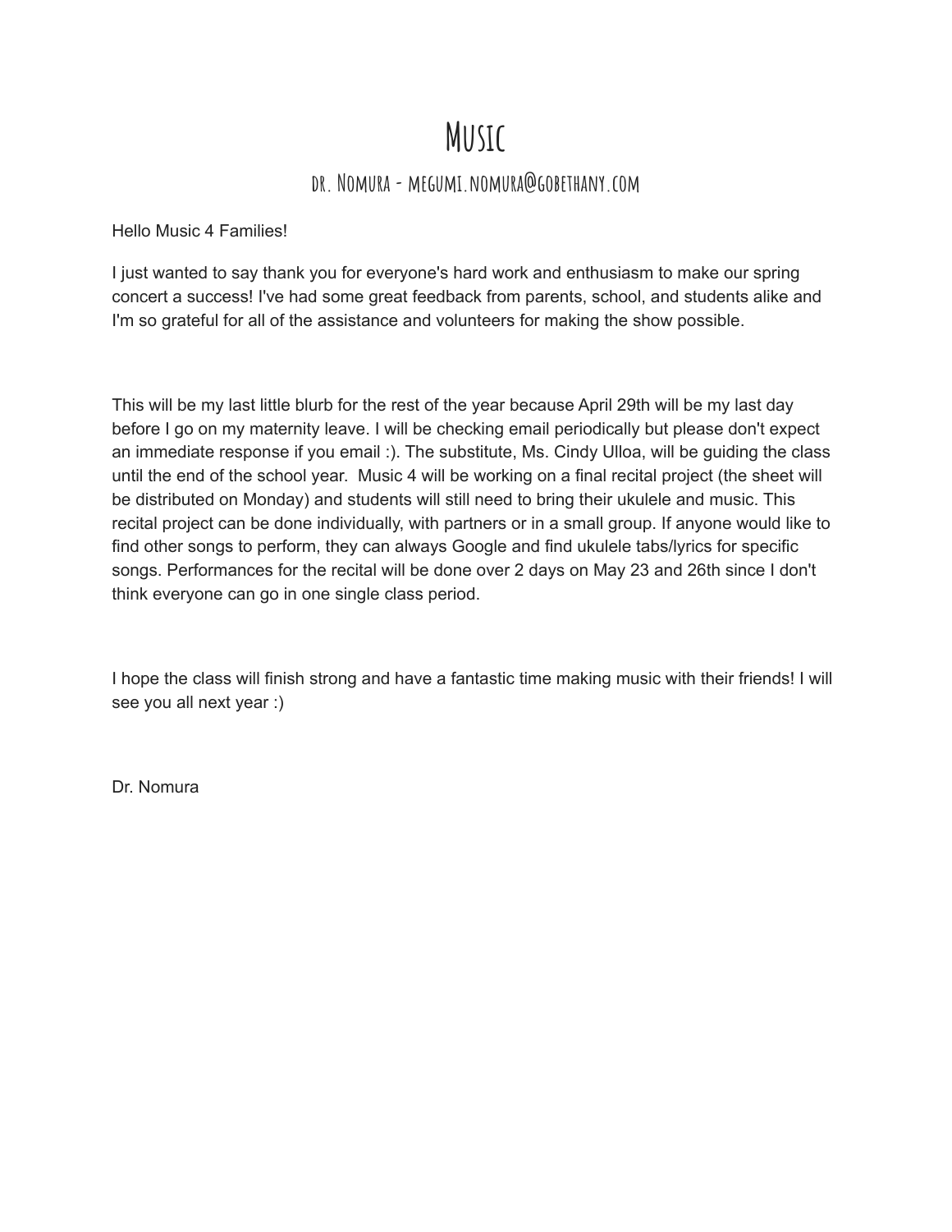# Music

## dr. Nomura - megumi.nomura@gobethany.com

Hello Music 4 Families!

I just wanted to say thank you for everyone's hard work and enthusiasm to make our spring concert a success! I've had some great feedback from parents, school, and students alike and I'm so grateful for all of the assistance and volunteers for making the show possible.

This will be my last little blurb for the rest of the year because April 29th will be my last day before I go on my maternity leave. I will be checking email periodically but please don't expect an immediate response if you email :). The substitute, Ms. Cindy Ulloa, will be guiding the class until the end of the school year. Music 4 will be working on a final recital project (the sheet will be distributed on Monday) and students will still need to bring their ukulele and music. This recital project can be done individually, with partners or in a small group. If anyone would like to find other songs to perform, they can always Google and find ukulele tabs/lyrics for specific songs. Performances for the recital will be done over 2 days on May 23 and 26th since I don't think everyone can go in one single class period.

I hope the class will finish strong and have a fantastic time making music with their friends! I will see you all next year :)

Dr. Nomura